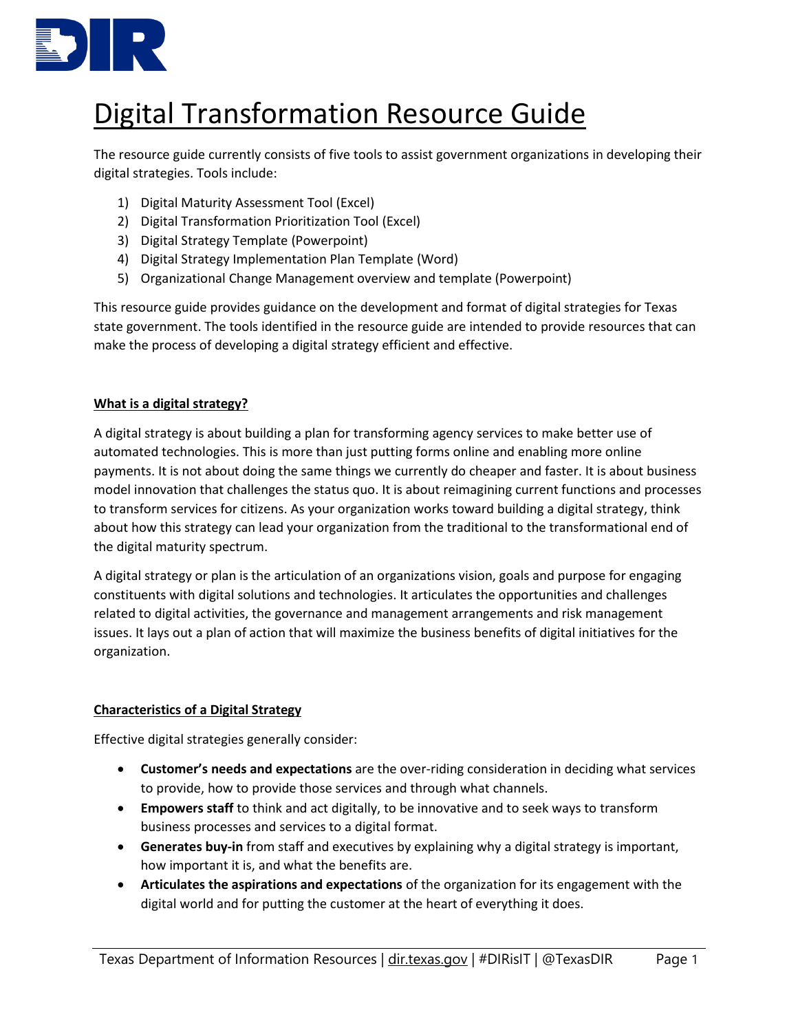# Digital Transformation Resource Guide

The resource guide currently consists of five tools to assist government organizations in developing their digital strategies. Tools include:

1) Digital Maturity Assessment Tool (Excel)
2) Digital Transformation Prioritization Tool (Excel)
3) Digital Strategy Template (Powerpoint)
4) Digital Strategy Implementation Plan Template (Word)
5) Organizational Change Management overview and template (Powerpoint)

This resource guide provides guidance on the development and format of digital strategies for Texas state government. The tools identified in the resource guide are intended to provide resources that can make the process of developing a digital strategy efficient and effective.

## What is a digital strategy?

A digital strategy is about building a plan for transforming agency services to make better use of automated technologies. This is more than just putting forms online and enabling more online payments. It is not about doing the same things we currently do cheaper and faster. It is about business model innovation that challenges the status quo. It is about reimagining current functions and processes to transform services for citizens. As your organization works toward building a digital strategy, think about how this strategy can lead your organization from the traditional to the transformational end of the digital maturity spectrum.

A digital strategy or plan is the articulation of an organizations vision, goals and purpose for engaging constituents with digital solutions and technologies. It articulates the opportunities and challenges related to digital activities, the governance and management arrangements and risk management issues. It lays out a plan of action that will maximize the business benefits of digital initiatives for the organization.

## Characteristics of a Digital Strategy

Effective digital strategies generally consider:

- **Customer's needs and expectations** are the over-riding consideration in deciding what services to provide, how to provide those services and through what channels.
- **Empowers staff** to think and act digitally, to be innovative and to seek ways to transform business processes and services to a digital format.
- **Generates buy-in** from staff and executives by explaining why a digital strategy is important, how important it is, and what the benefits are.
- **Articulates the aspirations and expectations** of the organization for its engagement with the digital world and for putting the customer at the heart of everything it does.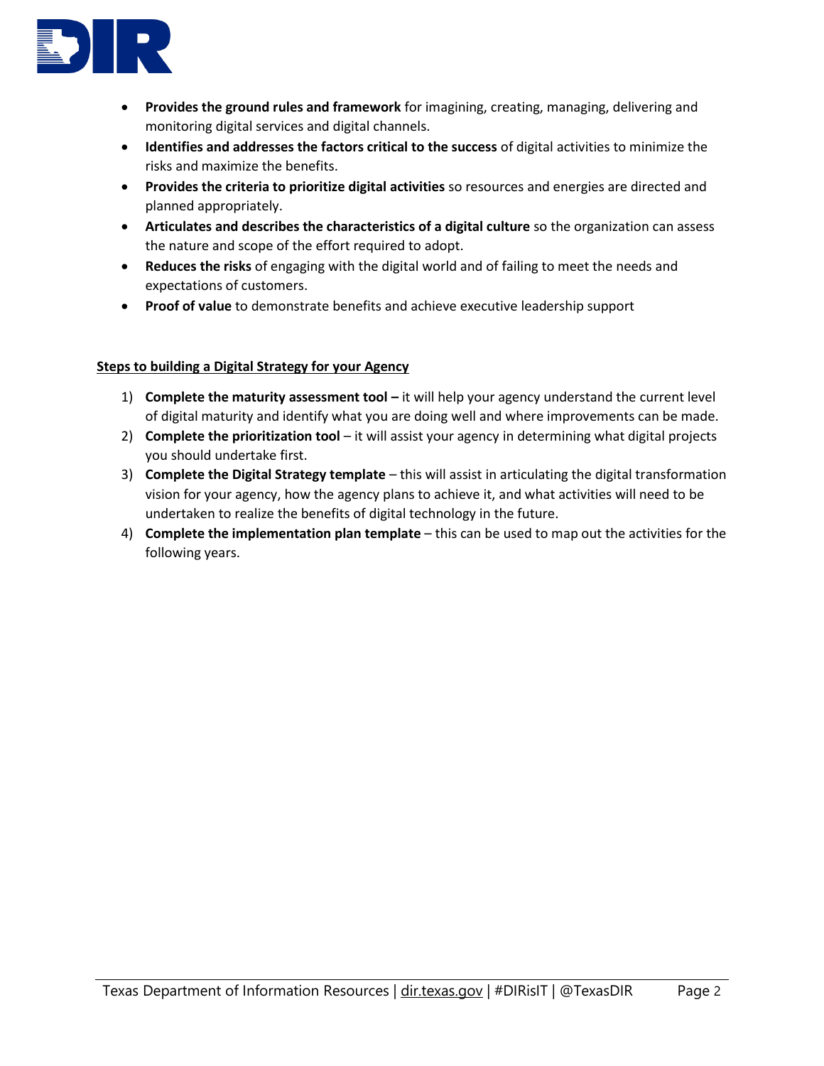- **Provides the ground rules and framework** for imagining, creating, managing, delivering and monitoring digital services and digital channels.
- **Identifies and addresses the factors critical to the success** of digital activities to minimize the risks and maximize the benefits.
- **Provides the criteria to prioritize digital activities** so resources and energies are directed and planned appropriately.
- **Articulates and describes the characteristics of a digital culture** so the organization can assess the nature and scope of the effort required to adopt.
- **Reduces the risks** of engaging with the digital world and of failing to meet the needs and expectations of customers.
- **Proof of value** to demonstrate benefits and achieve executive leadership support

**<u>Steps to building a Digital Strategy for your Agency</u>**

1) **Complete the maturity assessment tool –** it will help your agency understand the current level of digital maturity and identify what you are doing well and where improvements can be made.
2) **Complete the prioritization tool** – it will assist your agency in determining what digital projects you should undertake first.
3) **Complete the Digital Strategy template** – this will assist in articulating the digital transformation vision for your agency, how the agency plans to achieve it, and what activities will need to be undertaken to realize the benefits of digital technology in the future.
4) **Complete the implementation plan template** – this can be used to map out the activities for the following years.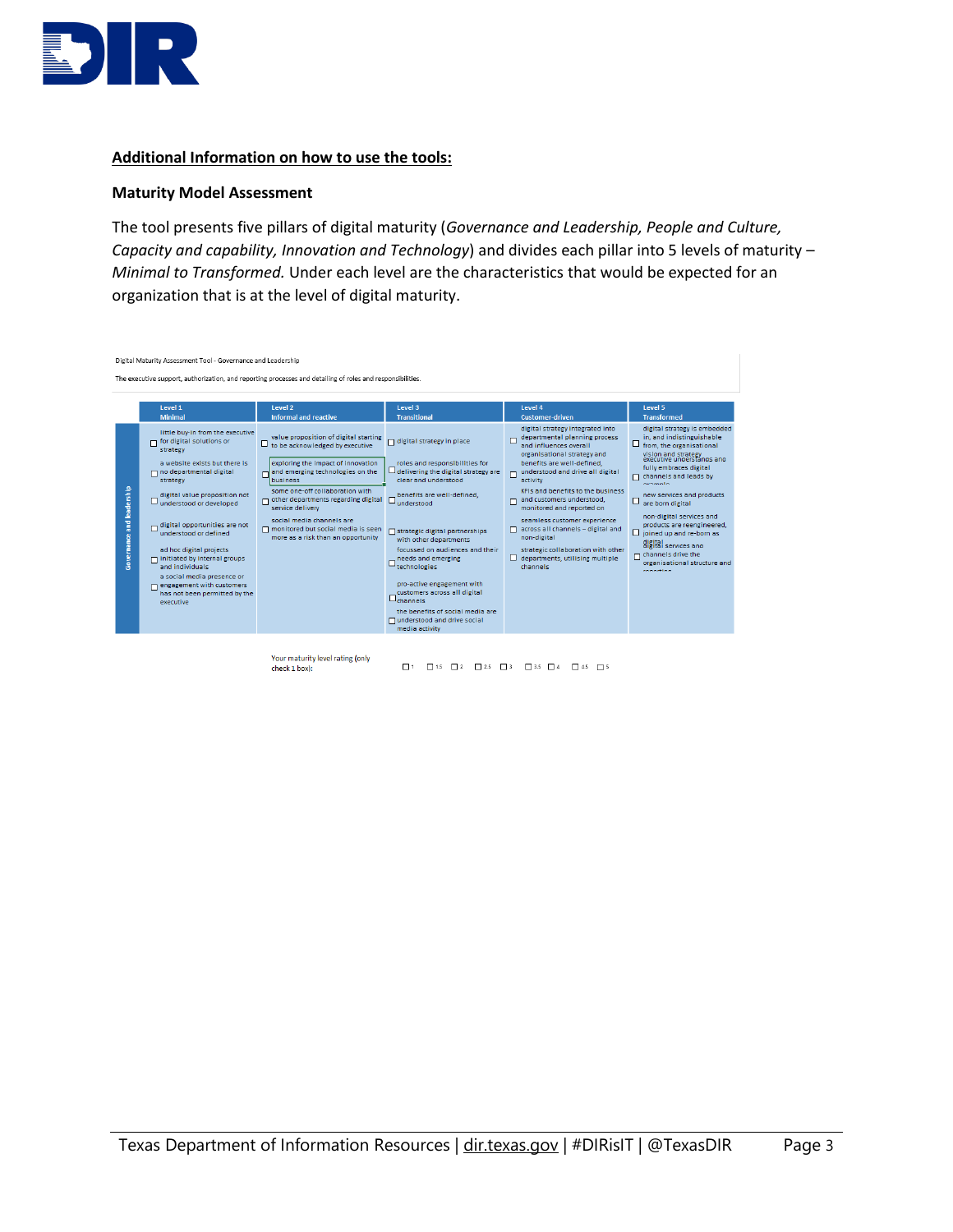## Additional Information on how to use the tools:

### Maturity Model Assessment

The tool presents five pillars of digital maturity (*Governance and Leadership, People and Culture, Capacity and capability, Innovation and Technology*) and divides each pillar into 5 levels of maturity – *Minimal to Transformed.* Under each level are the characteristics that would be expected for an organization that is at the level of digital maturity.

Digital Maturity Assessment Tool - Governance and Leadership

The executive support, authorization, and reporting processes and detailing of roles and responsibilities.

| | Level 1 Minimal | Level 2 Informal and reactive | Level 3 Transitional | Level 4 Customer-driven | Level 5 Transformed |
|---|---|---|---|---|---|
| Governance and leadership | ☐ little buy-in from the executive for digital solutions or strategy<br>☐ a website exists but there is no departmental digital strategy<br>☐ digital value proposition not understood or developed<br>☐ digital opportunities are not understood or defined<br>☐ ad hoc digital projects initiated by internal groups and individuals<br>☐ a social media presence or engagement with customers has not been permitted by the executive | ☐ value proposition of digital starting to be acknowledged by executive<br>☐ exploring the impact of innovation and emerging technologies on the business<br>☐ some one-off collaboration with other departments regarding digital service delivery<br>☐ social media channels are monitored but social media is seen more as a risk than an opportunity | ☐ digital strategy in place<br>☐ roles and responsibilities for delivering the digital strategy are clear and understood<br>☐ benefits are well-defined, understood<br>☐ strategic digital partnerships with other departments<br>☐ focussed on audiences and their needs and emerging technologies<br>☐ pro-active engagement with customers across all digital channels<br>☐ the benefits of social media are understood and drive social media activity | ☐ digital strategy integrated into departmental planning process and influences overall organisational strategy and<br>☐ benefits are well-defined, understood and drive all digital activity<br>☐ KPIs and benefits to the business and customers understood, monitored and reported on<br>☐ seamless customer experience across all channels – digital and non-digital<br>☐ strategic collaboration with other departments, utilising multiple channels | ☐ digital strategy is embedded in, and indistinguishable from, the organisational vision and strategy<br>☐ executive understands and fully embraces digital channels and leads by example<br>☐ new services and products are born digital<br>☐ non-digital services and products are reengineered, joined up and re-born as digital<br>☐ digital services and channels drive the organisational structure and operation |

Your maturity level rating (only check 1 box): ☐ 1 ☐ 1.5 ☐ 2 ☐ 2.5 ☐ 3 ☐ 3.5 ☐ 4 ☐ 4.5 ☐ 5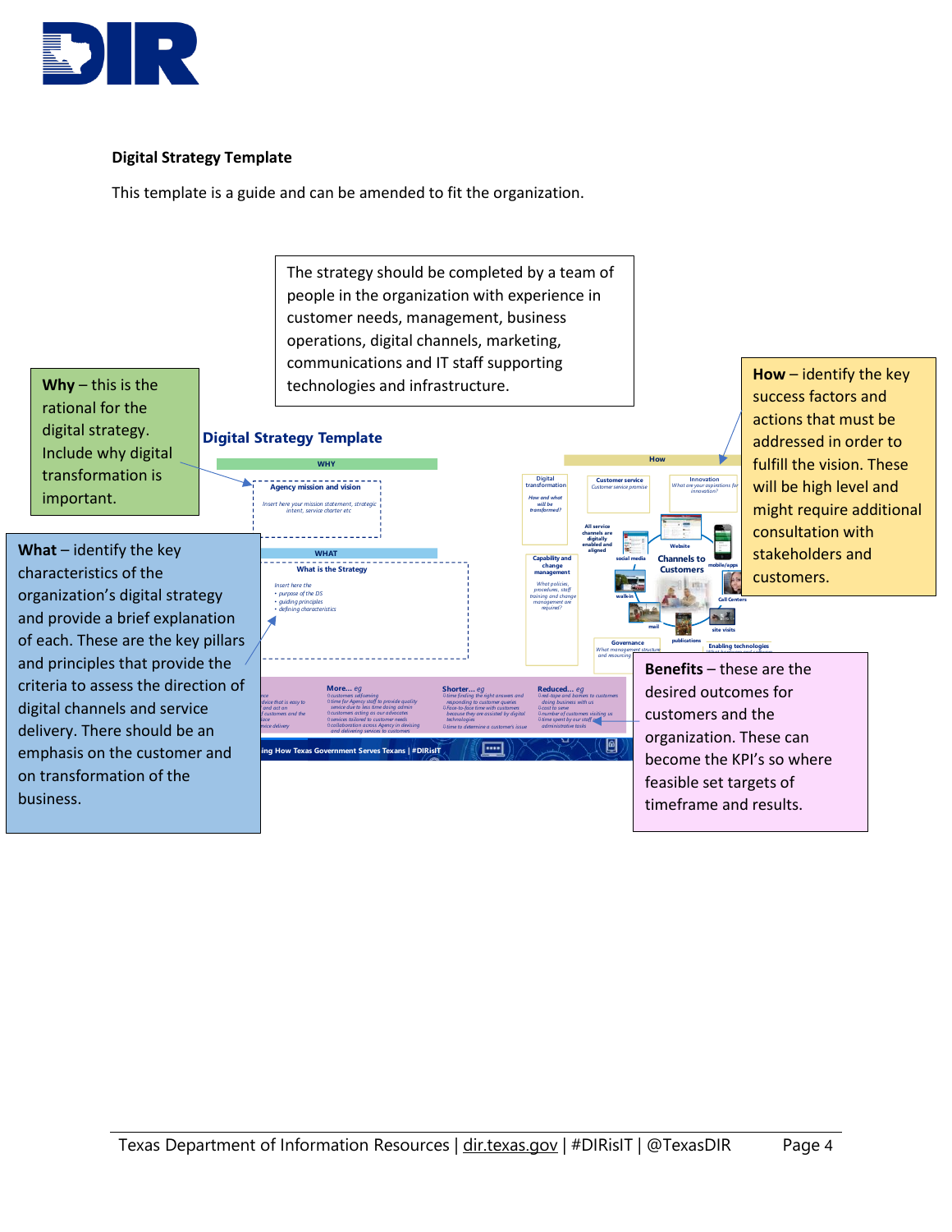## Digital Strategy Template

This template is a guide and can be amended to fit the organization.

The strategy should be completed by a team of people in the organization with experience in customer needs, management, business operations, digital channels, marketing, communications and IT staff supporting technologies and infrastructure.

**Why** – this is the rational for the digital strategy. Include why digital transformation is important.

**How** – identify the key success factors and actions that must be addressed in order to fulfill the vision. These will be high level and might require additional consultation with stakeholders and customers.

**What** – identify the key characteristics of the organization's digital strategy and provide a brief explanation of each. These are the key pillars and principles that provide the criteria to assess the direction of digital channels and service delivery. There should be an emphasis on the customer and on transformation of the business.

**Benefits** – these are the desired outcomes for customers and the organization. These can become the KPI's so where feasible set targets of timeframe and results.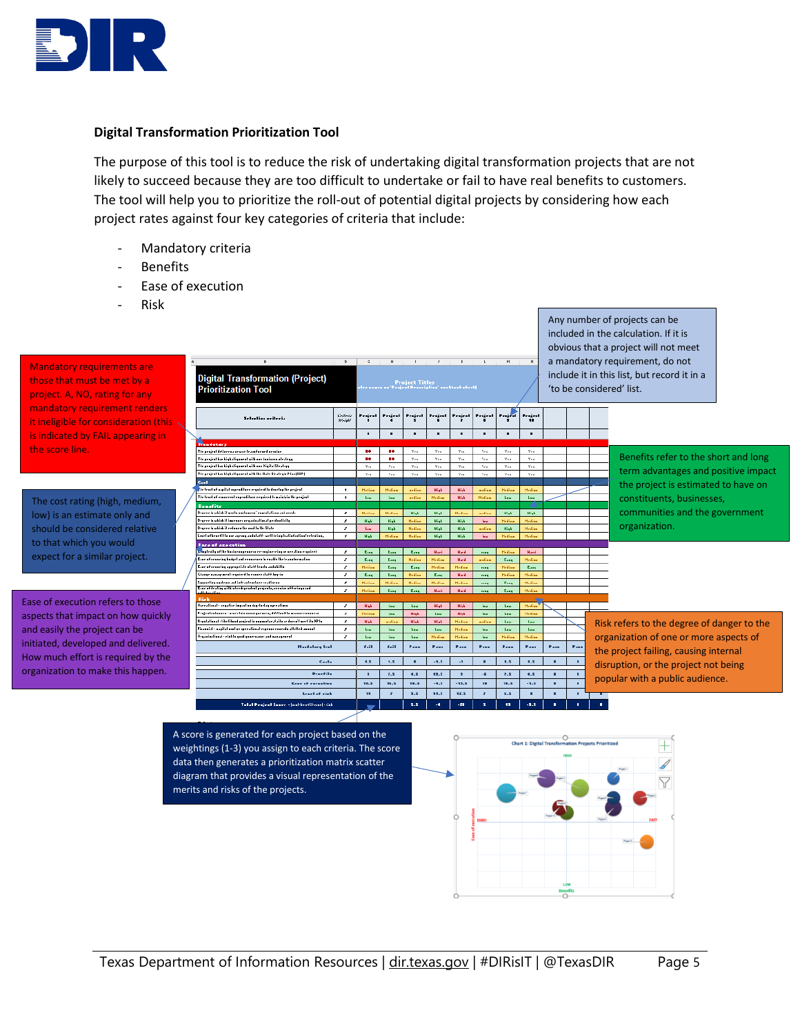**Digital Transformation Prioritization Tool**

The purpose of this tool is to reduce the risk of undertaking digital transformation projects that are not likely to succeed because they are too difficult to undertake or fail to have real benefits to customers. The tool will help you to prioritize the roll-out of potential digital projects by considering how each project rates against four key categories of criteria that include:

- Mandatory criteria
- Benefits
- Ease of execution
- Risk

Mandatory requirements are those that must be met by a project. A, NO, rating for any mandatory requirement renders it ineligible for consideration (this is indicated by FAIL appearing in the score line.

The cost rating (high, medium, low) is an estimate only and should be considered relative to that which you would expect for a similar project.

Ease of execution refers to those aspects that impact on how quickly and easily the project can be initiated, developed and delivered. How much effort is required by the organization to make this happen.

Any number of projects can be included in the calculation. If it is obvious that a project will not meet a mandatory requirement, do not include it in this list, but record it in a 'to be considered' list.

Benefits refer to the short and long term advantages and positive impact the project is estimated to have on constituents, businesses, communities and the government organization.

Risk refers to the degree of danger to the organization of one or more aspects of the project failing, causing internal disruption, or the project not being popular with a public audience.

A score is generated for each project based on the weightings (1-3) you assign to each criteria. The score data then generates a prioritization matrix scatter diagram that provides a visual representation of the merits and risks of the projects.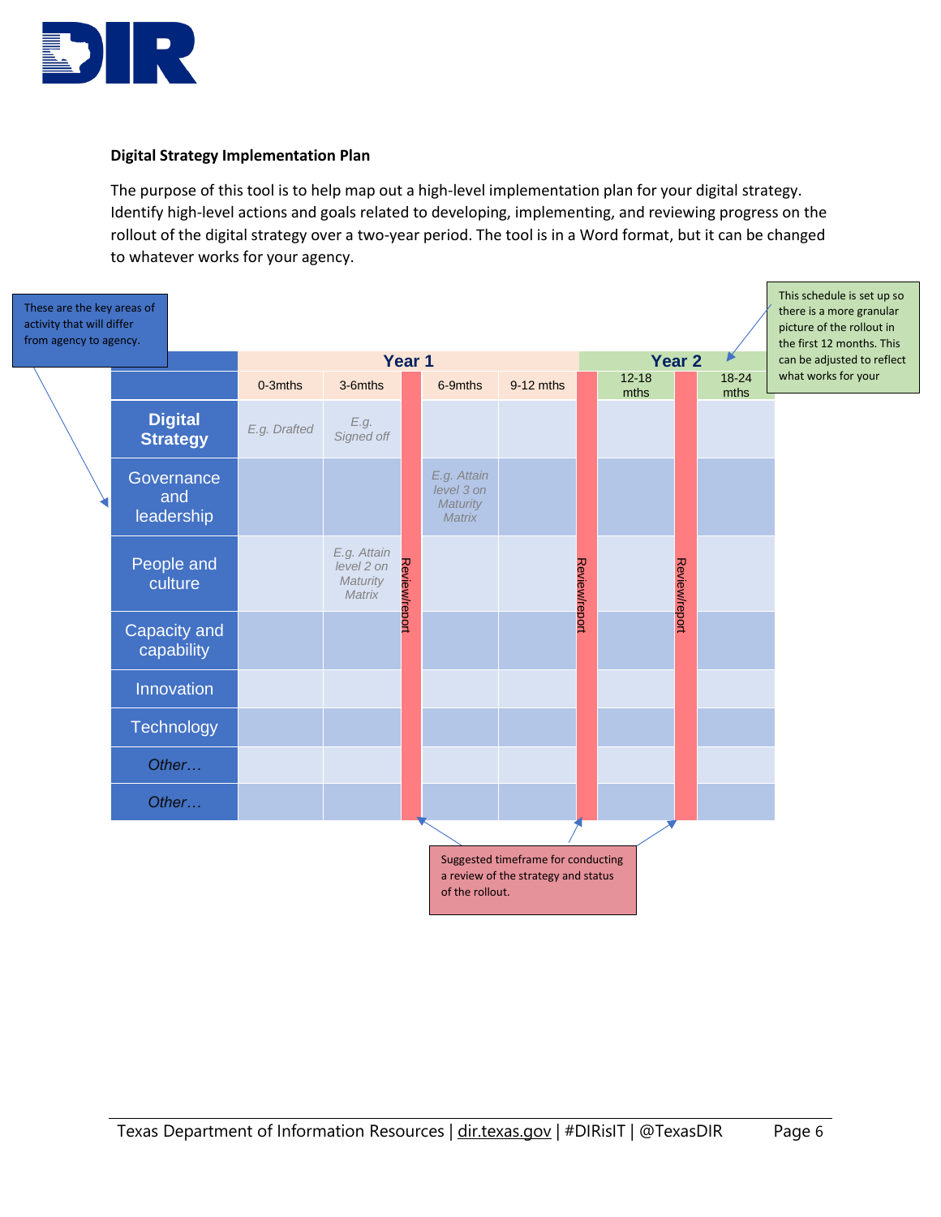**Digital Strategy Implementation Plan**

The purpose of this tool is to help map out a high-level implementation plan for your digital strategy. Identify high-level actions and goals related to developing, implementing, and reviewing progress on the rollout of the digital strategy over a two-year period. The tool is in a Word format, but it can be changed to whatever works for your agency.

These are the key areas of activity that will differ from agency to agency.

This schedule is set up so there is a more granular picture of the rollout in the first 12 months. This can be adjusted to reflect what works for your

| | Year 1 | | | | | | Year 2 | | |
|---|---|---|---|---|---|---|---|---|---|
| | 0-3mths | 3-6mths | | 6-9mths | 9-12 mths | | 12-18 mths | | 18-24 mths |
| **Digital Strategy** | *E.g. Drafted* | *E.g. Signed off* | Review/report | | | Review/report | | Review/report | |
| Governance and leadership | | | | *E.g. Attain level 3 on Maturity Matrix* | | | | | |
| People and culture | | *E.g. Attain level 2 on Maturity Matrix* | | | | | | | |
| Capacity and capability | | | | | | | | | |
| Innovation | | | | | | | | | |
| Technology | | | | | | | | | |
| *Other…* | | | | | | | | | |
| *Other…* | | | | | | | | | |

Suggested timeframe for conducting a review of the strategy and status of the rollout.